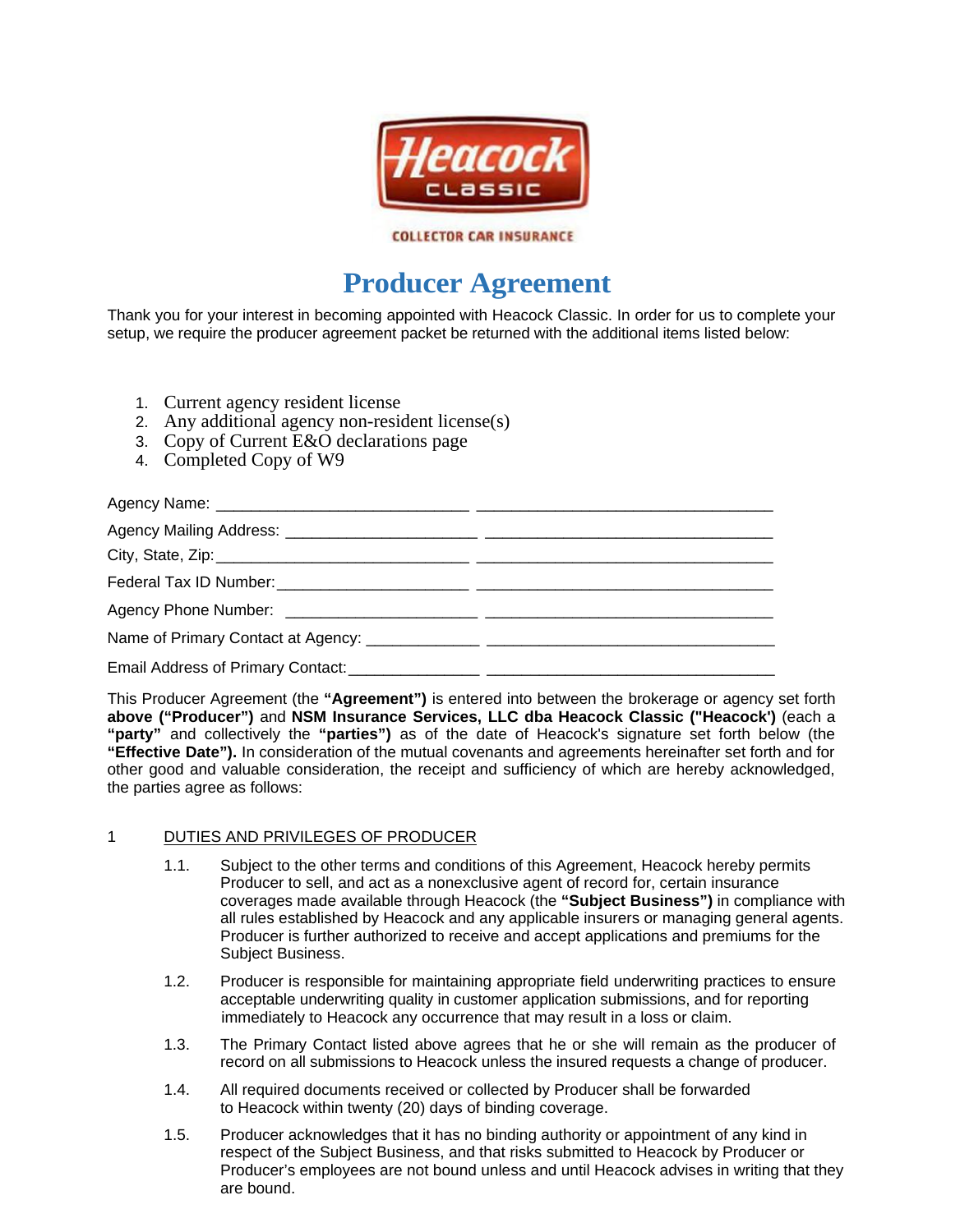Heacock CLASSIC

COLLECTOR CAR INSURANCE

# Producer Agreement

Thank you for your interest in becoming appointed with Heacock Classic. In order for us to complete your setup, we require the producer agreement packet be returned with the additional items listed below:

1. Current agency resident license
2. Any additional agency non-resident license(s)
3. Copy of Current E&O declarations page
4. Completed Copy of W9

Agency Name: ____________________________ ________________________________

Agency Mailing Address: _____________________ ______________________________

City, State, Zip: ____________________________ ________________________________

Federal Tax ID Number: _____________________ ________________________________

Agency Phone Number: _____________________ ______________________________

Name of Primary Contact at Agency: ____________ ______________________________

Email Address of Primary Contact: ______________ ______________________________

This Producer Agreement (the **"Agreement")** is entered into between the brokerage or agency set forth **above ("Producer")** and **NSM Insurance Services, LLC dba Heacock Classic ("Heacock')** (each a **"party"** and collectively the **"parties")** as of the date of Heacock's signature set forth below (the **"Effective Date").** In consideration of the mutual covenants and agreements hereinafter set forth and for other good and valuable consideration, the receipt and sufficiency of which are hereby acknowledged, the parties agree as follows:

1 DUTIES AND PRIVILEGES OF PRODUCER

1.1. Subject to the other terms and conditions of this Agreement, Heacock hereby permits Producer to sell, and act as a nonexclusive agent of record for, certain insurance coverages made available through Heacock (the **"Subject Business")** in compliance with all rules established by Heacock and any applicable insurers or managing general agents. Producer is further authorized to receive and accept applications and premiums for the Subject Business.

1.2. Producer is responsible for maintaining appropriate field underwriting practices to ensure acceptable underwriting quality in customer application submissions, and for reporting immediately to Heacock any occurrence that may result in a loss or claim.

1.3. The Primary Contact listed above agrees that he or she will remain as the producer of record on all submissions to Heacock unless the insured requests a change of producer.

1.4. All required documents received or collected by Producer shall be forwarded to Heacock within twenty (20) days of binding coverage.

1.5. Producer acknowledges that it has no binding authority or appointment of any kind in respect of the Subject Business, and that risks submitted to Heacock by Producer or Producer's employees are not bound unless and until Heacock advises in writing that they are bound.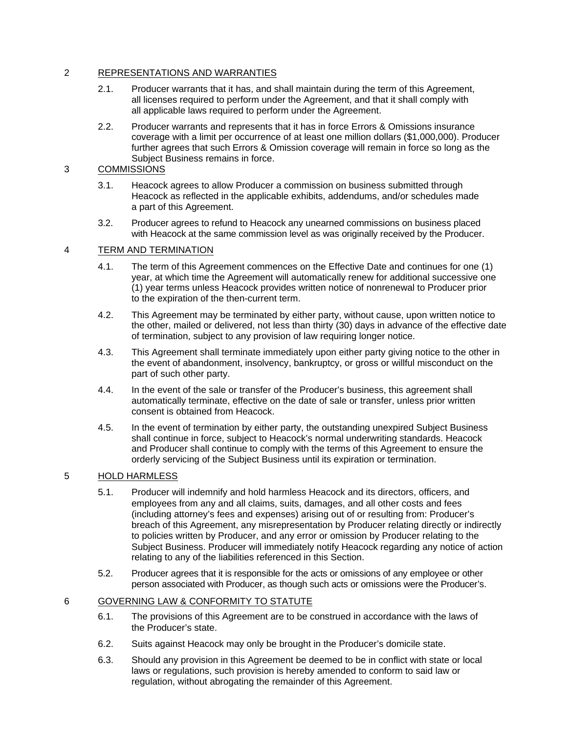## 2 REPRESENTATIONS AND WARRANTIES

2.1. Producer warrants that it has, and shall maintain during the term of this Agreement, all licenses required to perform under the Agreement, and that it shall comply with all applicable laws required to perform under the Agreement.

2.2. Producer warrants and represents that it has in force Errors & Omissions insurance coverage with a limit per occurrence of at least one million dollars ($1,000,000). Producer further agrees that such Errors & Omission coverage will remain in force so long as the Subject Business remains in force.

## 3 COMMISSIONS

3.1. Heacock agrees to allow Producer a commission on business submitted through Heacock as reflected in the applicable exhibits, addendums, and/or schedules made a part of this Agreement.

3.2. Producer agrees to refund to Heacock any unearned commissions on business placed with Heacock at the same commission level as was originally received by the Producer.

## 4 TERM AND TERMINATION

4.1. The term of this Agreement commences on the Effective Date and continues for one (1) year, at which time the Agreement will automatically renew for additional successive one (1) year terms unless Heacock provides written notice of nonrenewal to Producer prior to the expiration of the then-current term.

4.2. This Agreement may be terminated by either party, without cause, upon written notice to the other, mailed or delivered, not less than thirty (30) days in advance of the effective date of termination, subject to any provision of law requiring longer notice.

4.3. This Agreement shall terminate immediately upon either party giving notice to the other in the event of abandonment, insolvency, bankruptcy, or gross or willful misconduct on the part of such other party.

4.4. In the event of the sale or transfer of the Producer's business, this agreement shall automatically terminate, effective on the date of sale or transfer, unless prior written consent is obtained from Heacock.

4.5. In the event of termination by either party, the outstanding unexpired Subject Business shall continue in force, subject to Heacock's normal underwriting standards. Heacock and Producer shall continue to comply with the terms of this Agreement to ensure the orderly servicing of the Subject Business until its expiration or termination.

## 5 HOLD HARMLESS

5.1. Producer will indemnify and hold harmless Heacock and its directors, officers, and employees from any and all claims, suits, damages, and all other costs and fees (including attorney's fees and expenses) arising out of or resulting from: Producer's breach of this Agreement, any misrepresentation by Producer relating directly or indirectly to policies written by Producer, and any error or omission by Producer relating to the Subject Business. Producer will immediately notify Heacock regarding any notice of action relating to any of the liabilities referenced in this Section.

5.2. Producer agrees that it is responsible for the acts or omissions of any employee or other person associated with Producer, as though such acts or omissions were the Producer's.

## 6 GOVERNING LAW & CONFORMITY TO STATUTE

6.1. The provisions of this Agreement are to be construed in accordance with the laws of the Producer's state.

6.2. Suits against Heacock may only be brought in the Producer's domicile state.

6.3. Should any provision in this Agreement be deemed to be in conflict with state or local laws or regulations, such provision is hereby amended to conform to said law or regulation, without abrogating the remainder of this Agreement.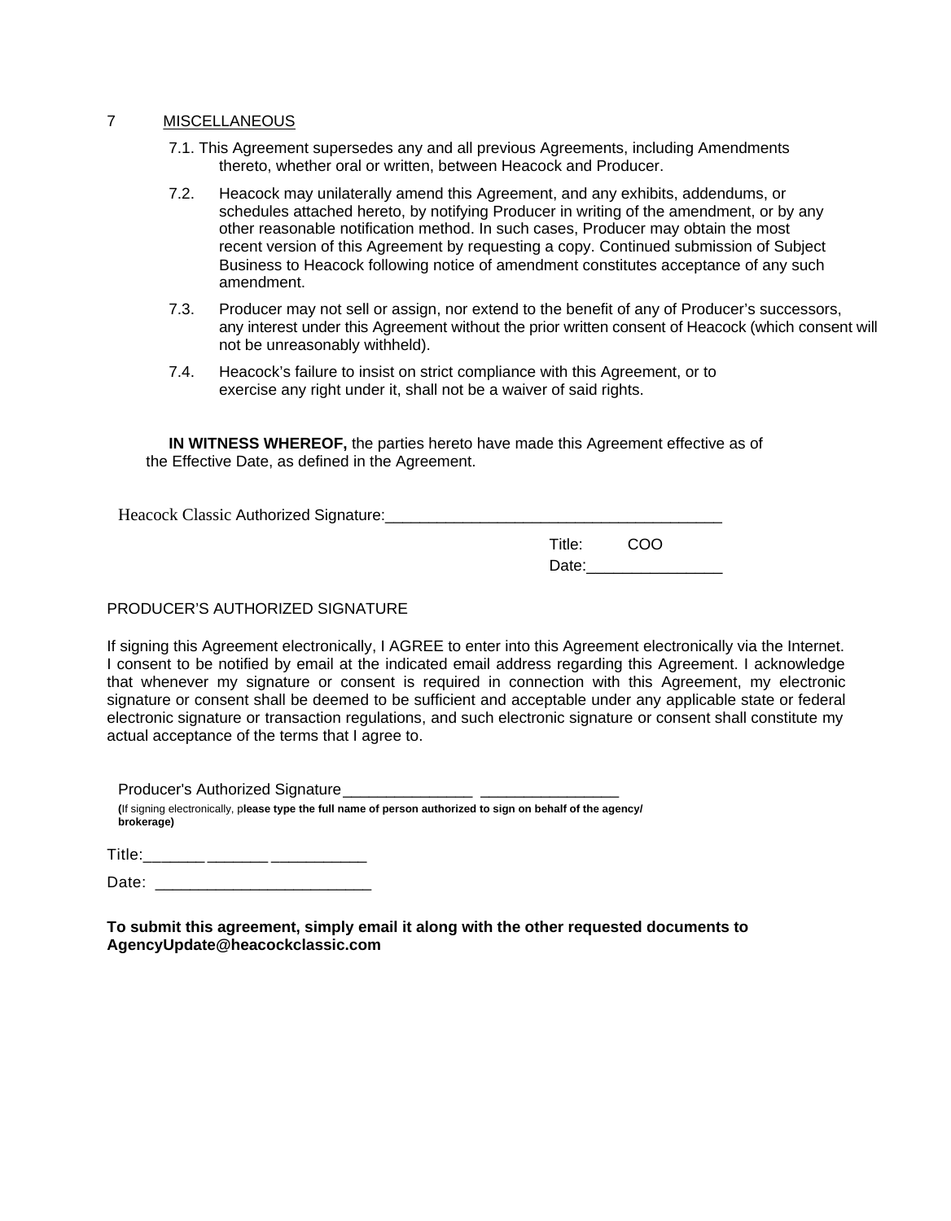## 7 MISCELLANEOUS

7.1. This Agreement supersedes any and all previous Agreements, including Amendments thereto, whether oral or written, between Heacock and Producer.

7.2. Heacock may unilaterally amend this Agreement, and any exhibits, addendums, or schedules attached hereto, by notifying Producer in writing of the amendment, or by any other reasonable notification method. In such cases, Producer may obtain the most recent version of this Agreement by requesting a copy. Continued submission of Subject Business to Heacock following notice of amendment constitutes acceptance of any such amendment.

7.3. Producer may not sell or assign, nor extend to the benefit of any of Producer's successors, any interest under this Agreement without the prior written consent of Heacock (which consent will not be unreasonably withheld).

7.4. Heacock's failure to insist on strict compliance with this Agreement, or to exercise any right under it, shall not be a waiver of said rights.

**IN WITNESS WHEREOF,** the parties hereto have made this Agreement effective as of the Effective Date, as defined in the Agreement.

Heacock Classic Authorized Signature:_______________________________________

Title: COO

Date:________________

PRODUCER'S AUTHORIZED SIGNATURE

If signing this Agreement electronically, I AGREE to enter into this Agreement electronically via the Internet. I consent to be notified by email at the indicated email address regarding this Agreement. I acknowledge that whenever my signature or consent is required in connection with this Agreement, my electronic signature or consent shall be deemed to be sufficient and acceptable under any applicable state or federal electronic signature or transaction regulations, and such electronic signature or consent shall constitute my actual acceptance of the terms that I agree to.

Producer's Authorized Signature_______________ ________________

(If signing electronically, p**lease type the full name of person authorized to sign on behalf of the agency/ brokerage)**

Title:_______ _______ ___________

Date: ________________________

**To submit this agreement, simply email it along with the other requested documents to AgencyUpdate@heacockclassic.com**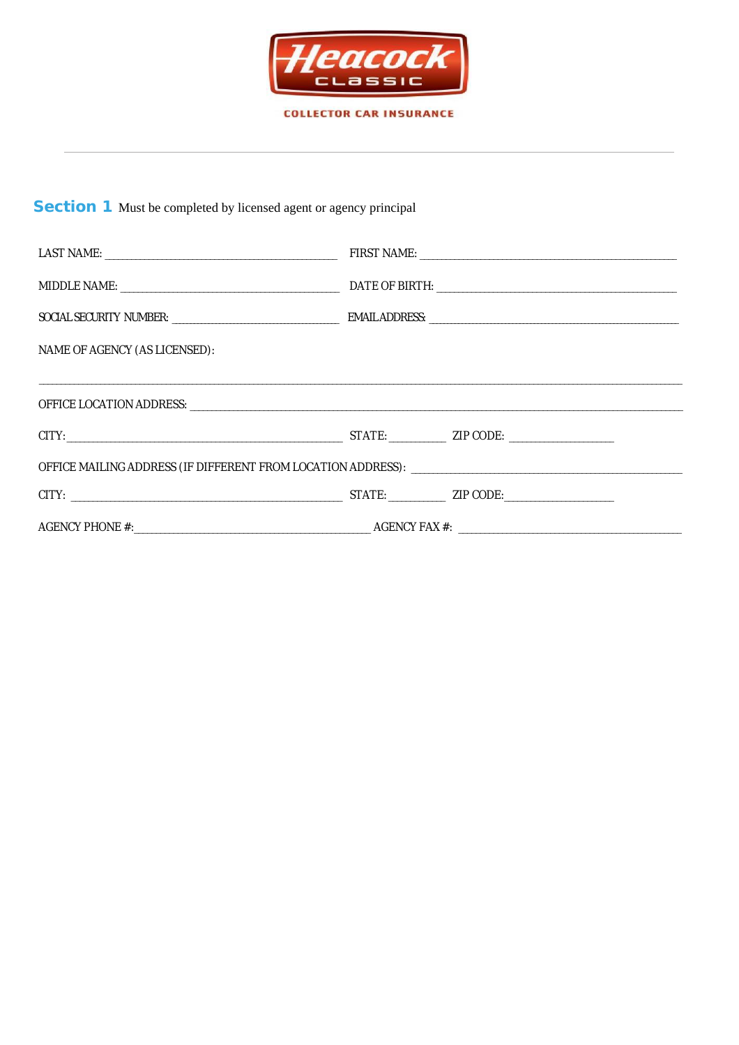Heacock Classic

COLLECTOR CAR INSURANCE

## Section 1 Must be completed by licensed agent or agency principal

LAST NAME: ________________________________ FIRST NAME: ________________________________

MIDDLE NAME: ________________________________ DATE OF BIRTH: ________________________________

SOCIAL SECURITY NUMBER: ________________________ EMAIL ADDRESS: ________________________________

NAME OF AGENCY (AS LICENSED):

________________________________________________________________________________

OFFICE LOCATION ADDRESS: ________________________________________________________________

CITY: ________________________________ STATE: ________ ZIP CODE: ______________

OFFICE MAILING ADDRESS (IF DIFFERENT FROM LOCATION ADDRESS): ________________________________

CITY: ________________________________ STATE: ________ ZIP CODE: ______________

AGENCY PHONE #: ________________________________ AGENCY FAX #: ________________________________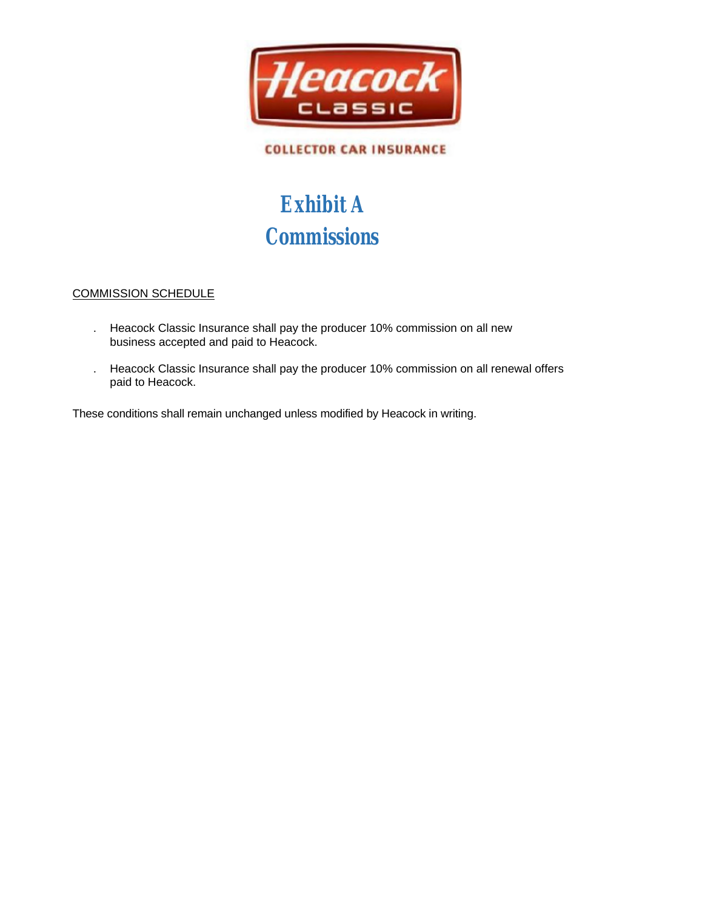Heacock
CLASSIC

COLLECTOR CAR INSURANCE

# Exhibit A
# Commissions

COMMISSION SCHEDULE

- Heacock Classic Insurance shall pay the producer 10% commission on all new business accepted and paid to Heacock.

- Heacock Classic Insurance shall pay the producer 10% commission on all renewal offers paid to Heacock.

These conditions shall remain unchanged unless modified by Heacock in writing.